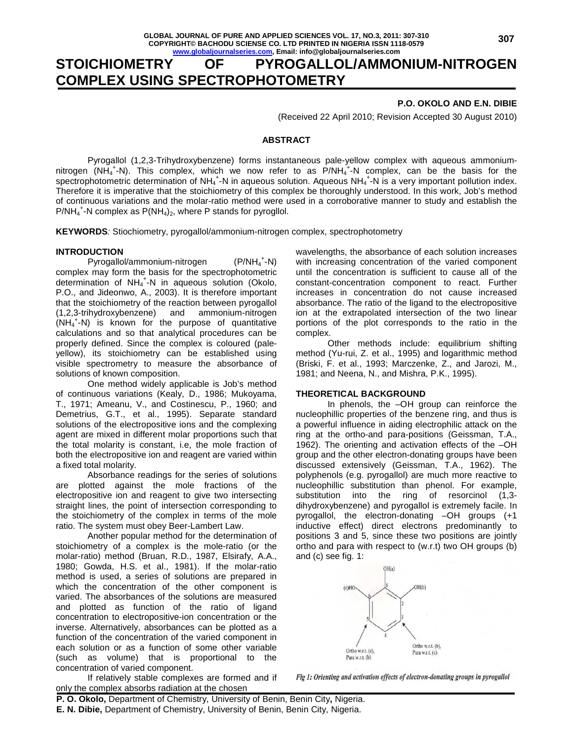# STOICHIOMETRY OF PYROGALLOL/AMMONIUM-NITROGEN COMPLEX USING SPECTROPHOTOMETRY

**P.O. OKOLO AND E.N. DIBIE**

(Received 22 April 2010; Revision Accepted 30 August 2010)

## ABSTRACT

Pyrogallol (1,2,3-Trihydroxybenzene) forms instantaneous pale-yellow complex with aqueous ammonium-nitrogen ($NH_4^+$-N). This complex, which we now refer to as P/$NH_4^+$-N complex, can be the basis for the spectrophotometric determination of $NH_4^+$-N in aqueous solution. Aqueous $NH_4^+$-N is a very important pollution index. Therefore it is imperative that the stoichiometry of this complex be thoroughly understood. In this work, Job's method of continuous variations and the molar-ratio method were used in a corroborative manner to study and establish the P/$NH_4^+$-N complex as $P(NH_4)_2$, where P stands for pyrogllol.

**KEYWORDS***:* Stiochiometry, pyrogallol/ammonium-nitrogen complex, spectrophotometry

## INTRODUCTION

Pyrogallol/ammonium-nitrogen (P/$NH_4^+$-N) complex may form the basis for the spectrophotometric determination of $NH_4^+$-N in aqueous solution (Okolo, P.O., and Jideonwo, A., 2003). It is therefore important that the stoichiometry of the reaction between pyrogallol (1,2,3-trihydroxybenzene) and ammonium-nitrogen ($NH_4^+$-N) is known for the purpose of quantitative calculations and so that analytical procedures can be properly defined. Since the complex is coloured (pale-yellow), its stoichiometry can be established using visible spectrometry to measure the absorbance of solutions of known composition.

One method widely applicable is Job's method of continuous variations (Kealy, D., 1986; Mukoyama, T., 1971; Ameanu, V., and Costinescu, P., 1960; and Demetrius, G.T., et al., 1995). Separate standard solutions of the electropositive ions and the complexing agent are mixed in different molar proportions such that the total molarity is constant, i.e, the mole fraction of both the electropositive ion and reagent are varied within a fixed total molarity.

Absorbance readings for the series of solutions are plotted against the mole fractions of the electropositive ion and reagent to give two intersecting straight lines, the point of intersection corresponding to the stoichiometry of the complex in terms of the mole ratio. The system must obey Beer-Lambert Law.

Another popular method for the determination of stoichiometry of a complex is the mole-ratio (or the molar-ratio) method (Bruan, R.D., 1987, Elsirafy, A.A., 1980; Gowda, H.S. et al., 1981). If the molar-ratio method is used, a series of solutions are prepared in which the concentration of the other component is varied. The absorbances of the solutions are measured and plotted as function of the ratio of ligand concentration to electropositive-ion concentration or the inverse. Alternatively, absorbances can be plotted as a function of the concentration of the varied component in each solution or as a function of some other variable (such as volume) that is proportional to the concentration of varied component.

If relatively stable complexes are formed and if only the complex absorbs radiation at the chosen wavelengths, the absorbance of each solution increases with increasing concentration of the varied component until the concentration is sufficient to cause all of the constant-concentration component to react. Further increases in concentration do not cause increased absorbance. The ratio of the ligand to the electropositive ion at the extrapolated intersection of the two linear portions of the plot corresponds to the ratio in the complex.

Other methods include: equilibrium shifting method (Yu-rui, Z. et al., 1995) and logarithmic method (Briski, F. et al., 1993; Marczenke, Z., and Jarozi, M., 1981; and Neena, N., and Mishra, P.K., 1995).

## THEORETICAL BACKGROUND

In phenols, the –OH group can reinforce the nucleophillic properties of the benzene ring, and thus is a powerful influence in aiding electrophilic attack on the ring at the ortho-and para-positions (Geissman, T.A., 1962). The orienting and activation effects of the –OH group and the other electron-donating groups have been discussed extensively (Geissman, T.A., 1962). The polyphenols (e.g. pyrogallol) are much more reactive to nucleophillic substitution than phenol. For example, substitution into the ring of resorcinol (1,3-dihydroxybenzene) and pyrogallol is extremely facile. In pyrogallol, the electron-donating –OH groups (+1 inductive effect) direct electrons predominantly to positions 3 and 5, since these two positions are jointly ortho and para with respect to (w.r.t) two OH groups (b) and (c) see fig. 1:

*Fig 1: Orienting and activation effects of electron-donating groups in pyrogallol*

**P. O. Okolo,** Department of Chemistry, University of Benin, Benin City**,** Nigeria.
**E. N. Dibie,** Department of Chemistry, University of Benin, Benin City, Nigeria.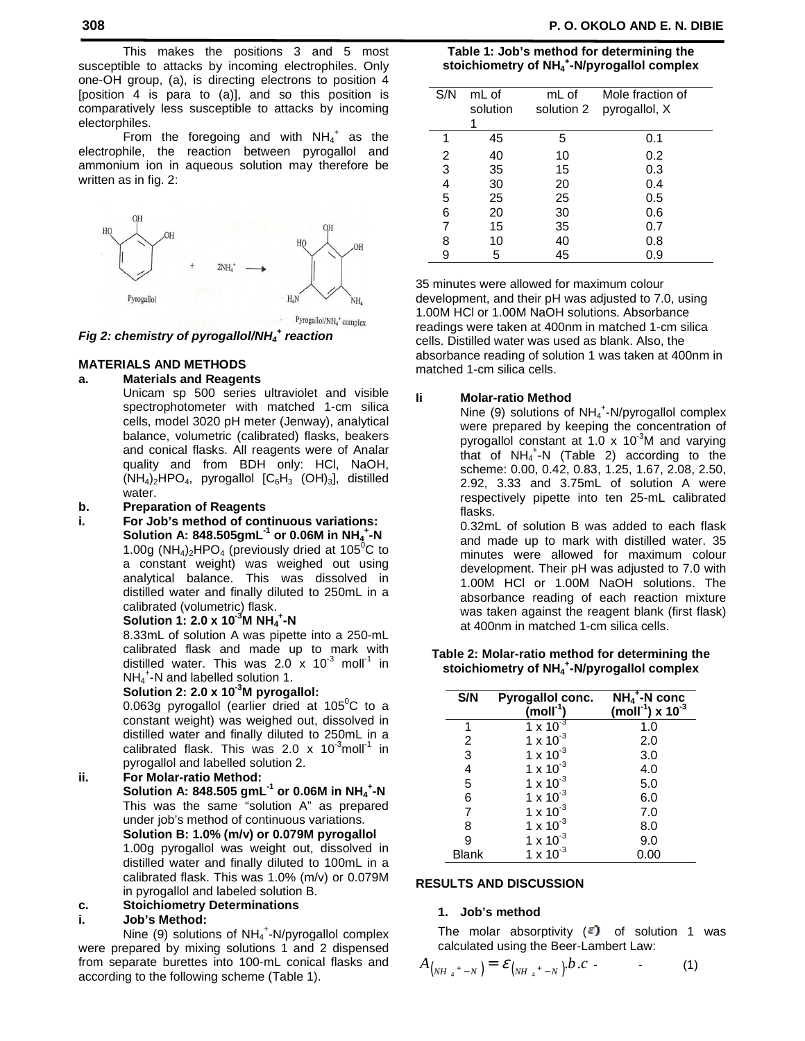This makes the positions 3 and 5 most susceptible to attacks by incoming electrophiles. Only one-OH group, (a), is directing electrons to position 4 [position 4 is para to (a)], and so this position is comparatively less susceptible to attacks by incoming electorphiles.

From the foregoing and with $NH_4^+$ as the electrophile, the reaction between pyrogallol and ammonium ion in aqueous solution may therefore be written as in fig. 2:

***Fig 2: chemistry of pyrogallol/$NH_4^+$ reaction***

## MATERIALS AND METHODS

### a. Materials and Reagents

Unicam sp 500 series ultraviolet and visible spectrophotometer with matched 1-cm silica cells, model 3020 pH meter (Jenway), analytical balance, volumetric (calibrated) flasks, beakers and conical flasks. All reagents were of Analar quality and from BDH only: HCl, NaOH, $(NH_4)_2HPO_4$, pyrogallol $[C_6H_3\ (OH)_3]$, distilled water.

### b. Preparation of Reagents

#### i. For Job's method of continuous variations:

**Solution A: 848.505gmL$^{-1}$ or 0.06M in $NH_4^+$-N**

1.00g $(NH_4)_2HPO_4$ (previously dried at 105$^0$C to a constant weight) was weighed out using analytical balance. This was dissolved in distilled water and finally diluted to 250mL in a calibrated (volumetric) flask.

**Solution 1: 2.0 x 10$^{-3}$M $NH_4^+$-N**

8.33mL of solution A was pipette into a 250-mL calibrated flask and made up to mark with distilled water. This was 2.0 x 10$^{-3}$ moll$^{-1}$ in $NH_4^+$-N and labelled solution 1.

**Solution 2: 2.0 x 10$^{-3}$M pyrogallol:**

0.063g pyrogallol (earlier dried at 105$^0$C to a constant weight) was weighed out, dissolved in distilled water and finally diluted to 250mL in a calibrated flask. This was 2.0 x 10$^{-3}$moll$^{-1}$ in pyrogallol and labelled solution 2.

#### ii. For Molar-ratio Method:

**Solution A: 848.505 gmL$^{-1}$ or 0.06M in $NH_4^+$-N**

This was the same "solution A" as prepared under job's method of continuous variations.

**Solution B: 1.0% (m/v) or 0.079M pyrogallol**

1.00g pyrogallol was weight out, dissolved in distilled water and finally diluted to 100mL in a calibrated flask. This was 1.0% (m/v) or 0.079M in pyrogallol and labeled solution B.

### c. Stoichiometry Determinations

#### i. Job's Method:

Nine (9) solutions of $NH_4^+$-N/pyrogallol complex were prepared by mixing solutions 1 and 2 dispensed from separate burettes into 100-mL conical flasks and according to the following scheme (Table 1).

**Table 1: Job's method for determining the stoichiometry of $NH_4^+$-N/pyrogallol complex**

| S/N | mL of solution 1 | mL of solution 2 | Mole fraction of pyrogallol, X |
|---|---|---|---|
| 1 | 45 | 5 | 0.1 |
| 2 | 40 | 10 | 0.2 |
| 3 | 35 | 15 | 0.3 |
| 4 | 30 | 20 | 0.4 |
| 5 | 25 | 25 | 0.5 |
| 6 | 20 | 30 | 0.6 |
| 7 | 15 | 35 | 0.7 |
| 8 | 10 | 40 | 0.8 |
| 9 | 5 | 45 | 0.9 |

35 minutes were allowed for maximum colour development, and their pH was adjusted to 7.0, using 1.00M HCl or 1.00M NaOH solutions. Absorbance readings were taken at 400nm in matched 1-cm silica cells. Distilled water was used as blank. Also, the absorbance reading of solution 1 was taken at 400nm in matched 1-cm silica cells.

#### Ii Molar-ratio Method

Nine (9) solutions of $NH_4^+$-N/pyrogallol complex were prepared by keeping the concentration of pyrogallol constant at 1.0 x 10$^{-3}$M and varying that of $NH_4^+$-N (Table 2) according to the scheme: 0.00, 0.42, 0.83, 1.25, 1.67, 2.08, 2.50, 2.92, 3.33 and 3.75mL of solution A were respectively pipette into ten 25-mL calibrated flasks.

0.32mL of solution B was added to each flask and made up to mark with distilled water. 35 minutes were allowed for maximum colour development. Their pH was adjusted to 7.0 with 1.00M HCl or 1.00M NaOH solutions. The absorbance reading of each reaction mixture was taken against the reagent blank (first flask) at 400nm in matched 1-cm silica cells.

**Table 2: Molar-ratio method for determining the stoichiometry of $NH_4^+$-N/pyrogallol complex**

| S/N | Pyrogallol conc. (moll$^{-1}$) | $NH_4^+$-N conc (moll$^{-1}$) x 10$^{-3}$ |
|---|---|---|
| 1 | 1 x 10$^{-3}$ | 1.0 |
| 2 | 1 x 10$^{-3}$ | 2.0 |
| 3 | 1 x 10$^{-3}$ | 3.0 |
| 4 | 1 x 10$^{-3}$ | 4.0 |
| 5 | 1 x 10$^{-3}$ | 5.0 |
| 6 | 1 x 10$^{-3}$ | 6.0 |
| 7 | 1 x 10$^{-3}$ | 7.0 |
| 8 | 1 x 10$^{-3}$ | 8.0 |
| 9 | 1 x 10$^{-3}$ | 9.0 |
| Blank | 1 x 10$^{-3}$ | 0.00 |

## RESULTS AND DISCUSSION

### 1. Job's method

The molar absorptivity ($\varepsilon$) of solution 1 was calculated using the Beer-Lambert Law:

$$A_{(NH_4^+-N)} = \varepsilon_{(NH_4^+-N)}.b.c \quad - \quad - \quad (1)$$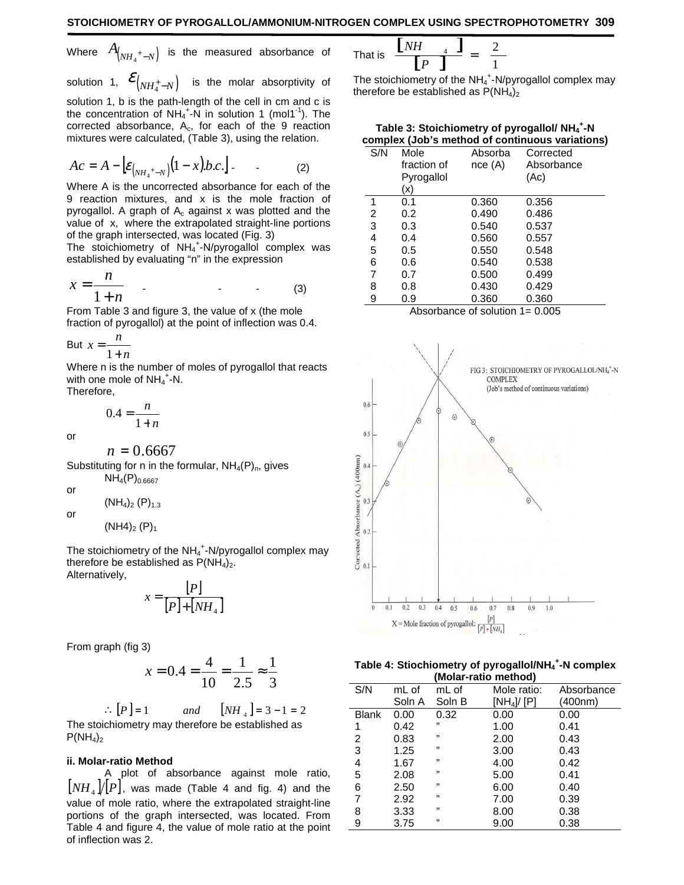Where $A_{(NH_4{}^+-N)}$ is the measured absorbance of solution 1, $\varepsilon_{(NH_4^+-N)}$ is the molar absorptivity of solution 1, b is the path-length of the cell in cm and c is the concentration of $NH_4^+$-N in solution 1 (mol$1^{-1}$). The corrected absorbance, $A_c$, for each of the 9 reaction mixtures were calculated, (Table 3), using the relation.

$$Ac = A - \left[\varepsilon_{(NH_4{}^+-N)}(1-x).b.c.\right] \quad - \quad - \qquad (2)$$

Where A is the uncorrected absorbance for each of the 9 reaction mixtures, and x is the mole fraction of pyrogallol. A graph of $A_c$ against x was plotted and the value of x, where the extrapolated straight-line portions of the graph intersected, was located (Fig. 3)

The stoichiometry of $NH_4^+$-N/pyrogallol complex was established by evaluating "n" in the expression

$$x = \frac{n}{1+n} \quad - \quad - \quad - \qquad (3)$$

From Table 3 and figure 3, the value of x (the mole fraction of pyrogallol) at the point of inflection was 0.4.

But $x = \frac{n}{1+n}$

Where n is the number of moles of pyrogallol that reacts with one mole of $NH_4^+$-N.

Therefore,

$$0.4 = \frac{n}{1+n}$$

or

$$n = 0.6667$$

Substituting for n in the formular, $NH_4(P)_n$, gives

$NH_4(P)_{0.6667}$

or

$(NH_4)_2\ (P)_{1.3}$

or

$(NH4)_2\ (P)_1$

The stoichiometry of the $NH_4^+$-N/pyrogallol complex may therefore be established as $P(NH_4)_2$.

Alternatively,

$$x = \frac{[P]}{[P]+[NH_4]}$$

From graph (fig 3)

$$x = 0.4 = \frac{4}{10} = \frac{1}{2.5} \approx \frac{1}{3}$$

$$\therefore [P] = 1 \qquad and \qquad [NH_4] = 3 - 1 = 2$$

The stoichiometry may therefore be established as $P(NH_4)_2$

**ii. Molar-ratio Method**

A plot of absorbance against mole ratio, $[NH_4]/[P]$, was made (Table 4 and fig. 4) and the value of mole ratio, where the extrapolated straight-line portions of the graph intersected, was located. From Table 4 and figure 4, the value of mole ratio at the point of inflection was 2.

That is $\frac{[NH_4]}{[P]} = \frac{2}{1}$

The stoichiometry of the $NH_4^+$-N/pyrogallol complex may therefore be established as $P(NH_4)_2$

**Table 3: Stoichiometry of pyrogallol/ $NH_4^+$-N complex (Job's method of continuous variations)**

| S/N | Mole fraction of Pyrogallol (x) | Absorbance (A) | Corrected Absorbance (Ac) |
|---|---|---|---|
| 1 | 0.1 | 0.360 | 0.356 |
| 2 | 0.2 | 0.490 | 0.486 |
| 3 | 0.3 | 0.540 | 0.537 |
| 4 | 0.4 | 0.560 | 0.557 |
| 5 | 0.5 | 0.550 | 0.548 |
| 6 | 0.6 | 0.540 | 0.538 |
| 7 | 0.7 | 0.500 | 0.499 |
| 8 | 0.8 | 0.430 | 0.429 |
| 9 | 0.9 | 0.360 | 0.360 |

Absorbance of solution 1= 0.005

FIG 3: STOICHIOMETRY OF PYROGALLOL/$NH_4^+$-N COMPLEX (Job's method of continuous variations)

**Table 4: Stiochiometry of pyrogallol/$NH_4^+$-N complex (Molar-ratio method)**

| S/N | mL of Soln A | mL of Soln B | Mole ratio: $[NH_4]/[P]$ | Absorbance (400nm) |
|---|---|---|---|---|
| Blank | 0.00 | 0.32 | 0.00 | 0.00 |
| 1 | 0.42 | " | 1.00 | 0.41 |
| 2 | 0.83 | " | 2.00 | 0.43 |
| 3 | 1.25 | " | 3.00 | 0.43 |
| 4 | 1.67 | " | 4.00 | 0.42 |
| 5 | 2.08 | " | 5.00 | 0.41 |
| 6 | 2.50 | " | 6.00 | 0.40 |
| 7 | 2.92 | " | 7.00 | 0.39 |
| 8 | 3.33 | " | 8.00 | 0.38 |
| 9 | 3.75 | " | 9.00 | 0.38 |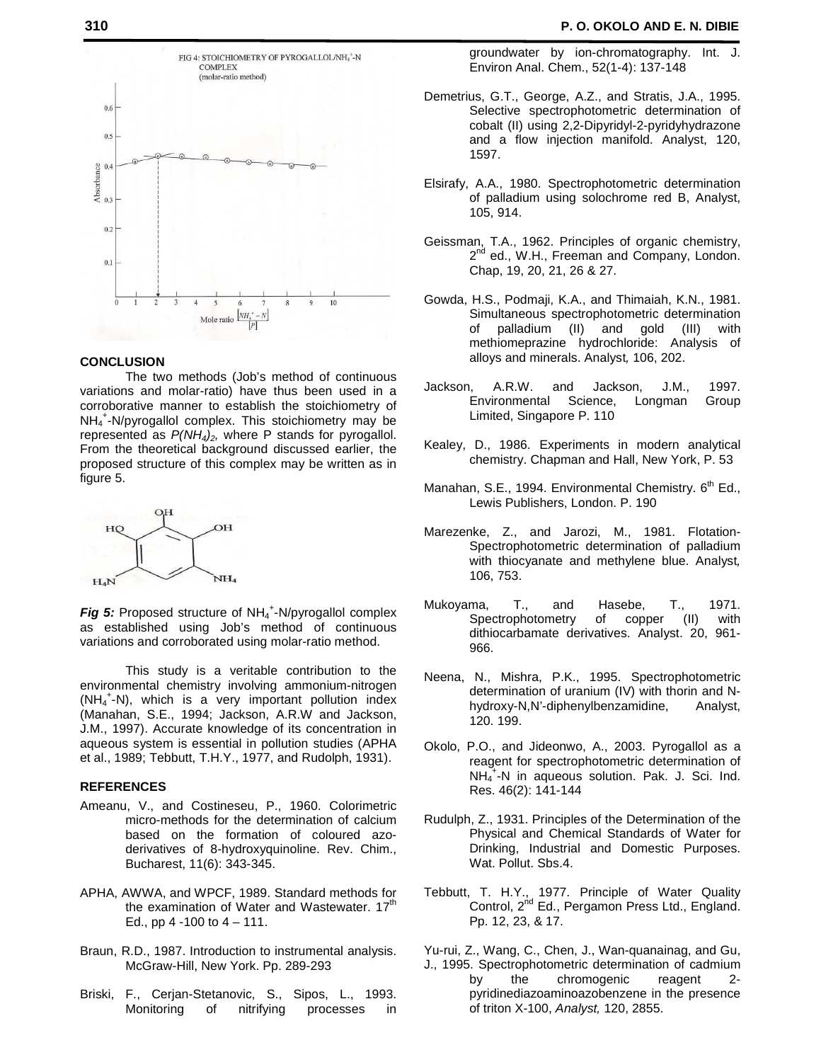FIG 4: STOICHIOMETRY OF PYROGALLOL/$NH_4^+$-N COMPLEX
(molar-ratio method)

Absorbance

0.6
0.5
0.4
0.3
0.2
0.1

0 1 2 3 4 5 6 7 8 9 10

Mole ratio $\frac{[NH_4^+ - N]}{[P]}$

## CONCLUSION

The two methods (Job's method of continuous variations and molar-ratio) have thus been used in a corroborative manner to establish the stoichiometry of $NH_4^+$-N/pyrogallol complex. This stoichiometry may be represented as $P(NH_4)_2$, where P stands for pyrogallol. From the theoretical background discussed earlier, the proposed structure of this complex may be written as in figure 5.

OH
HO
OH
$H_4N$
$NH_4$

***Fig 5:*** Proposed structure of $NH_4^+$-N/pyrogallol complex as established using Job's method of continuous variations and corroborated using molar-ratio method.

This study is a veritable contribution to the environmental chemistry involving ammonium-nitrogen ($NH_4^+$-N), which is a very important pollution index (Manahan, S.E., 1994; Jackson, A.R.W and Jackson, J.M., 1997). Accurate knowledge of its concentration in aqueous system is essential in pollution studies (APHA et al., 1989; Tebbutt, T.H.Y., 1977, and Rudolph, 1931).

## REFERENCES

Ameanu, V., and Costineseu, P., 1960. Colorimetric micro-methods for the determination of calcium based on the formation of coloured azo-derivatives of 8-hydroxyquinoline. Rev. Chim., Bucharest, 11(6): 343-345.

APHA, AWWA, and WPCF, 1989. Standard methods for the examination of Water and Wastewater. 17th Ed., pp 4 -100 to 4 – 111.

Braun, R.D., 1987. Introduction to instrumental analysis. McGraw-Hill, New York. Pp. 289-293

Briski, F., Cerjan-Stetanovic, S., Sipos, L., 1993. Monitoring of nitrifying processes in groundwater by ion-chromatography. Int. J. Environ Anal. Chem., 52(1-4): 137-148

Demetrius, G.T., George, A.Z., and Stratis, J.A., 1995. Selective spectrophotometric determination of cobalt (II) using 2,2-Dipyridyl-2-pyridyhydrazone and a flow injection manifold. Analyst, 120, 1597.

Elsirafy, A.A., 1980. Spectrophotometric determination of palladium using solochrome red B, Analyst, 105, 914.

Geissman, T.A., 1962. Principles of organic chemistry, 2nd ed., W.H., Freeman and Company, London. Chap, 19, 20, 21, 26 & 27.

Gowda, H.S., Podmaji, K.A., and Thimaiah, K.N., 1981. Simultaneous spectrophotometric determination of palladium (II) and gold (III) with methiomeprazine hydrochloride: Analysis of alloys and minerals. Analyst*,* 106, 202.

Jackson, A.R.W. and Jackson, J.M., 1997. Environmental Science, Longman Group Limited, Singapore P. 110

Kealey, D., 1986. Experiments in modern analytical chemistry. Chapman and Hall, New York, P. 53

Manahan, S.E., 1994. Environmental Chemistry. 6th Ed., Lewis Publishers, London. P. 190

Marezenke, Z., and Jarozi, M., 1981. Flotation-Spectrophotometric determination of palladium with thiocyanate and methylene blue. Analyst*,* 106, 753.

Mukoyama, T., and Hasebe, T., 1971. Spectrophotometry of copper (II) with dithiocarbamate derivatives. Analyst. 20, 961-966.

Neena, N., Mishra, P.K., 1995. Spectrophotometric determination of uranium (IV) with thorin and N-hydroxy-N,N'-diphenylbenzamidine, Analyst, 120. 199.

Okolo, P.O., and Jideonwo, A., 2003. Pyrogallol as a reagent for spectrophotometric determination of $NH_4^+$-N in aqueous solution. Pak. J. Sci. Ind. Res. 46(2): 141-144

Rudulph, Z., 1931. Principles of the Determination of the Physical and Chemical Standards of Water for Drinking, Industrial and Domestic Purposes. Wat. Pollut. Sbs.4.

Tebbutt, T. H.Y., 1977. Principle of Water Quality Control, 2nd Ed., Pergamon Press Ltd., England. Pp. 12, 23, & 17.

Yu-rui, Z., Wang, C., Chen, J., Wan-quanainag, and Gu, J., 1995. Spectrophotometric determination of cadmium by the chromogenic reagent 2-pyridinediazoaminoazobenzene in the presence of triton X-100, *Analyst,* 120, 2855.